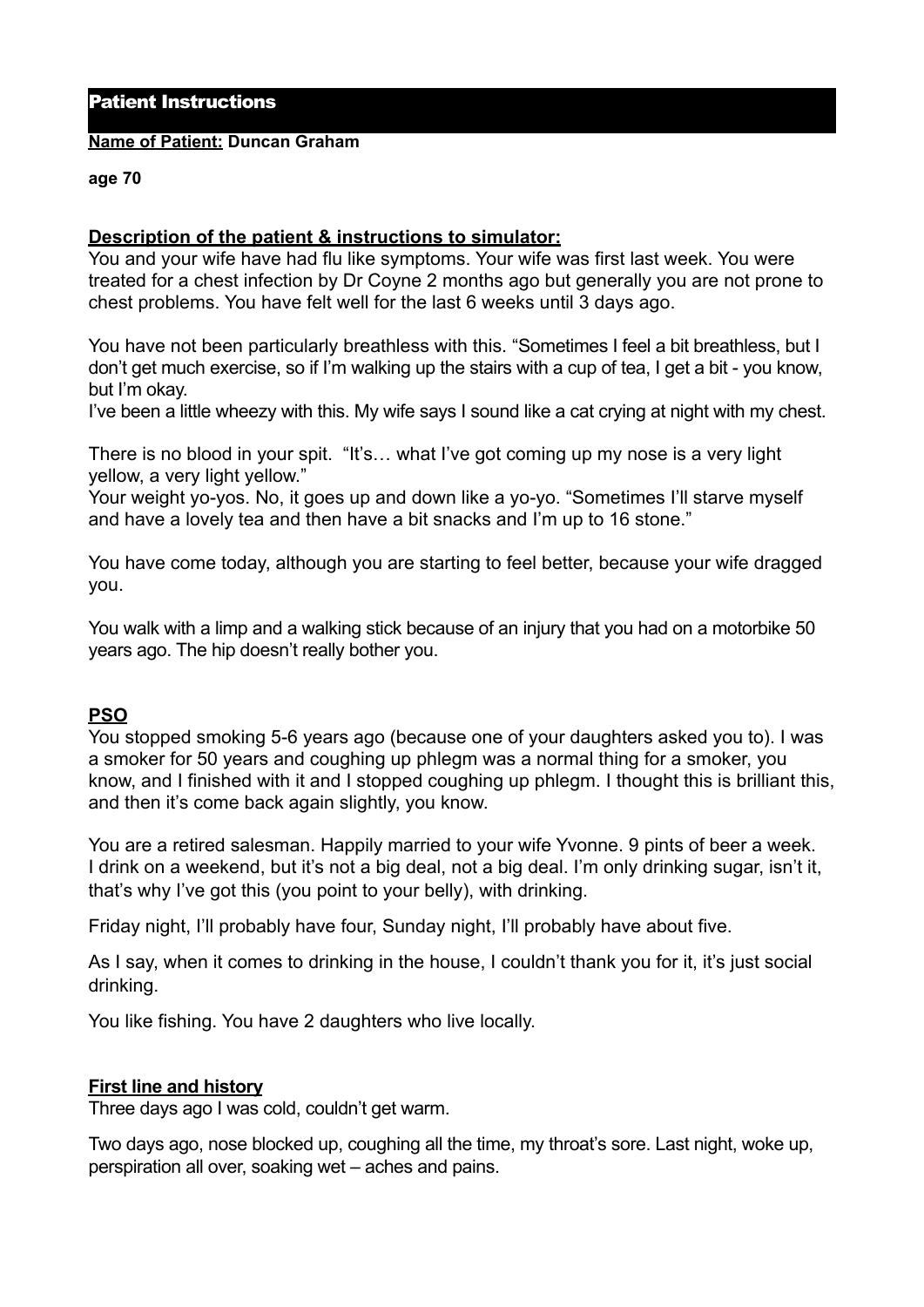# Patient Instructions

**Name of Patient: Duncan Graham**

**age 70**

**Description of the patient & instructions to simulator:**

You and your wife have had flu like symptoms. Your wife was first last week. You were treated for a chest infection by Dr Coyne 2 months ago but generally you are not prone to chest problems. You have felt well for the last 6 weeks until 3 days ago.

You have not been particularly breathless with this. "Sometimes I feel a bit breathless, but I don't get much exercise, so if I'm walking up the stairs with a cup of tea, I get a bit - you know, but I'm okay.

I've been a little wheezy with this. My wife says I sound like a cat crying at night with my chest.

There is no blood in your spit. "It's… what I've got coming up my nose is a very light yellow, a very light yellow."

Your weight yo-yos. No, it goes up and down like a yo-yo. "Sometimes I'll starve myself and have a lovely tea and then have a bit snacks and I'm up to 16 stone."

You have come today, although you are starting to feel better, because your wife dragged you.

You walk with a limp and a walking stick because of an injury that you had on a motorbike 50 years ago. The hip doesn't really bother you.

**PSO**

You stopped smoking 5-6 years ago (because one of your daughters asked you to). I was a smoker for 50 years and coughing up phlegm was a normal thing for a smoker, you know, and I finished with it and I stopped coughing up phlegm. I thought this is brilliant this, and then it's come back again slightly, you know.

You are a retired salesman. Happily married to your wife Yvonne. 9 pints of beer a week. I drink on a weekend, but it's not a big deal, not a big deal. I'm only drinking sugar, isn't it, that's why I've got this (you point to your belly), with drinking.

Friday night, I'll probably have four, Sunday night, I'll probably have about five.

As I say, when it comes to drinking in the house, I couldn't thank you for it, it's just social drinking.

You like fishing. You have 2 daughters who live locally.

**First line and history**

Three days ago I was cold, couldn't get warm.

Two days ago, nose blocked up, coughing all the time, my throat's sore. Last night, woke up, perspiration all over, soaking wet – aches and pains.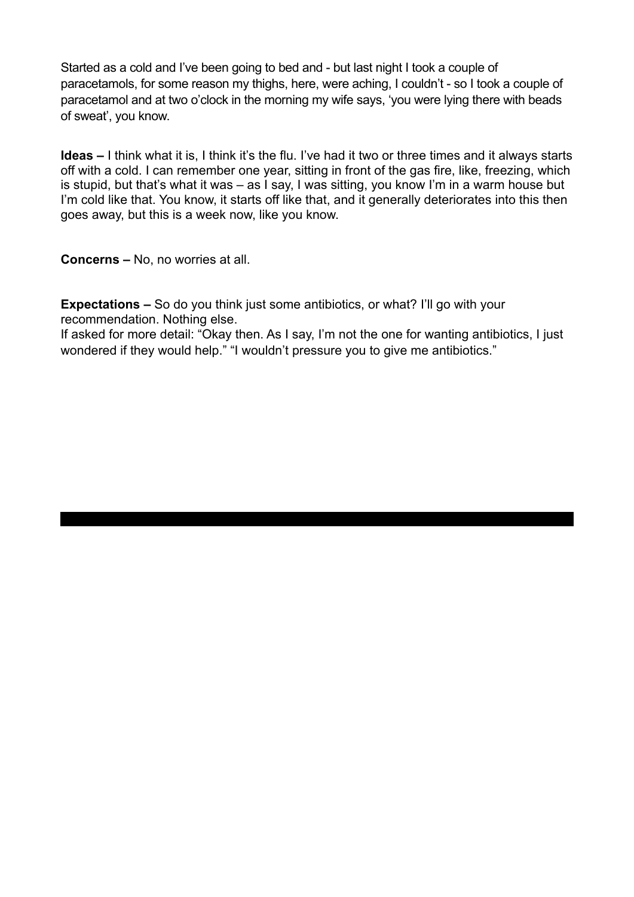Started as a cold and I've been going to bed and - but last night I took a couple of paracetamols, for some reason my thighs, here, were aching, I couldn't - so I took a couple of paracetamol and at two o'clock in the morning my wife says, 'you were lying there with beads of sweat', you know.

**Ideas –** I think what it is, I think it's the flu. I've had it two or three times and it always starts off with a cold. I can remember one year, sitting in front of the gas fire, like, freezing, which is stupid, but that's what it was – as I say, I was sitting, you know I'm in a warm house but I'm cold like that. You know, it starts off like that, and it generally deteriorates into this then goes away, but this is a week now, like you know.

**Concerns –** No, no worries at all.

**Expectations –** So do you think just some antibiotics, or what? I'll go with your recommendation. Nothing else.
If asked for more detail: "Okay then. As I say, I'm not the one for wanting antibiotics, I just wondered if they would help." "I wouldn't pressure you to give me antibiotics."